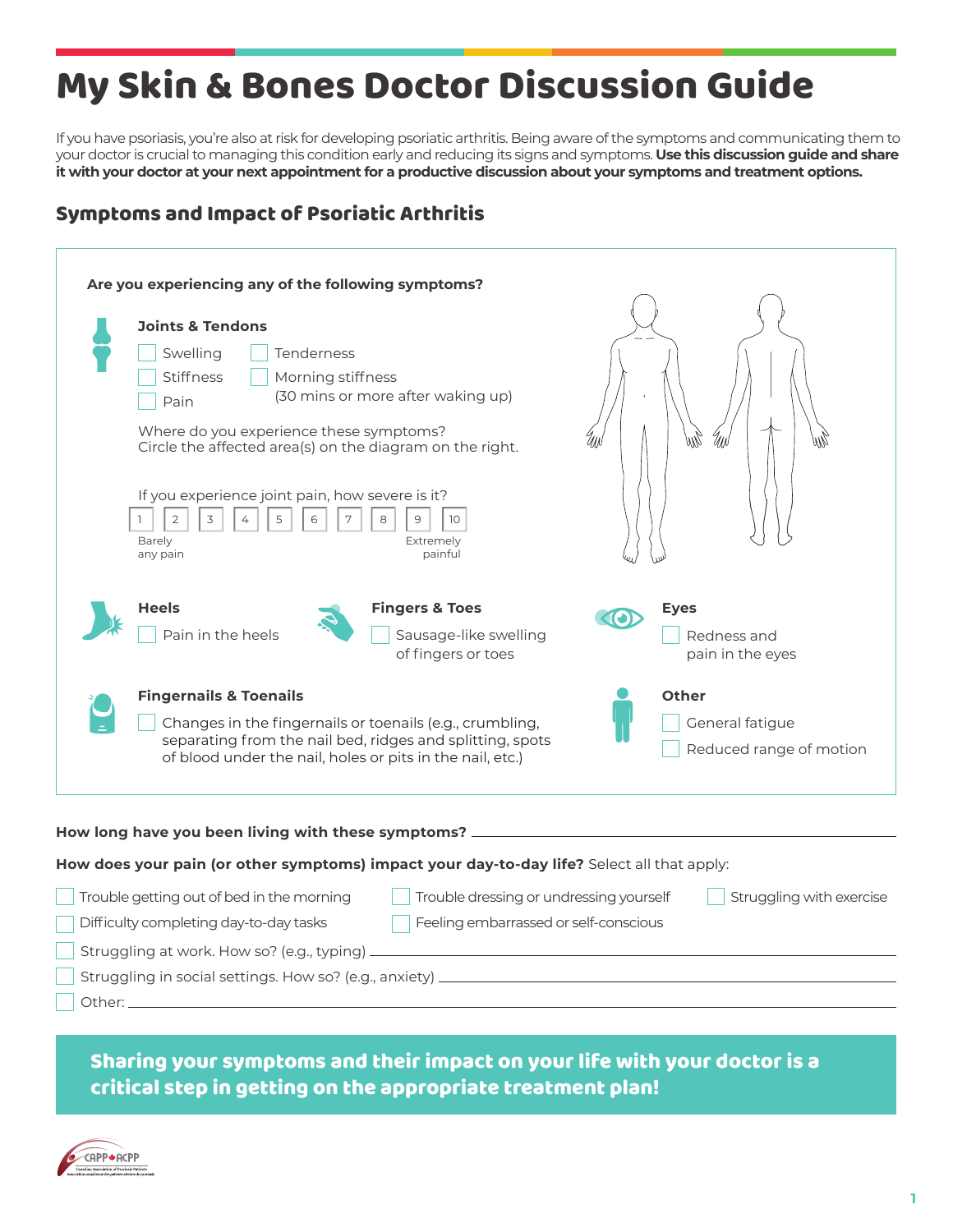# My Skin & Bones Doctor Discussion Guide

If you have psoriasis, you're also at risk for developing psoriatic arthritis. Being aware of the symptoms and communicating them to your doctor is crucial to managing this condition early and reducing its signs and symptoms. **Use this discussion guide and share it with your doctor at your next appointment for a productive discussion about your symptoms and treatment options.**

## Symptoms and Impact of Psoriatic Arthritis

**Are you experiencing any of the following symptoms?**

### Joints & Tendons

- [ ] Swelling
- [ ] Tenderness
- [ ] Stiffness
- [ ] Morning stiffness (30 mins or more after waking up)
- [ ] Pain

Where do you experience these symptoms?
Circle the affected area(s) on the diagram on the right.

If you experience joint pain, how severe is it?

| 1 | 2 | 3 | 4 | 5 | 6 | 7 | 8 | 9 | 10 |
|---|---|---|---|---|---|---|---|---|---|
| Barely any pain | | | | | | | | Extremely painful | |

### Heels

- [ ] Pain in the heels

### Fingers & Toes

- [ ] Sausage-like swelling of fingers or toes

### Eyes

- [ ] Redness and pain in the eyes

### Fingernails & Toenails

- [ ] Changes in the fingernails or toenails (e.g., crumbling, separating from the nail bed, ridges and splitting, spots of blood under the nail, holes or pits in the nail, etc.)

### Other

- [ ] General fatigue
- [ ] Reduced range of motion

**How long have you been living with these symptoms?** ______________________

**How does your pain (or other symptoms) impact your day-to-day life?** Select all that apply:

- [ ] Trouble getting out of bed in the morning
- [ ] Trouble dressing or undressing yourself
- [ ] Struggling with exercise
- [ ] Difficulty completing day-to-day tasks
- [ ] Feeling embarrassed or self-conscious
- [ ] Struggling at work. How so? (e.g., typing) ______________________
- [ ] Struggling in social settings. How so? (e.g., anxiety) ______________________
- [ ] Other: ______________________

**Sharing your symptoms and their impact on your life with your doctor is a critical step in getting on the appropriate treatment plan!**

CAPP ACPP
Canadian Association of Psoriasis Patients
Association canadienne des patients atteints de psoriasis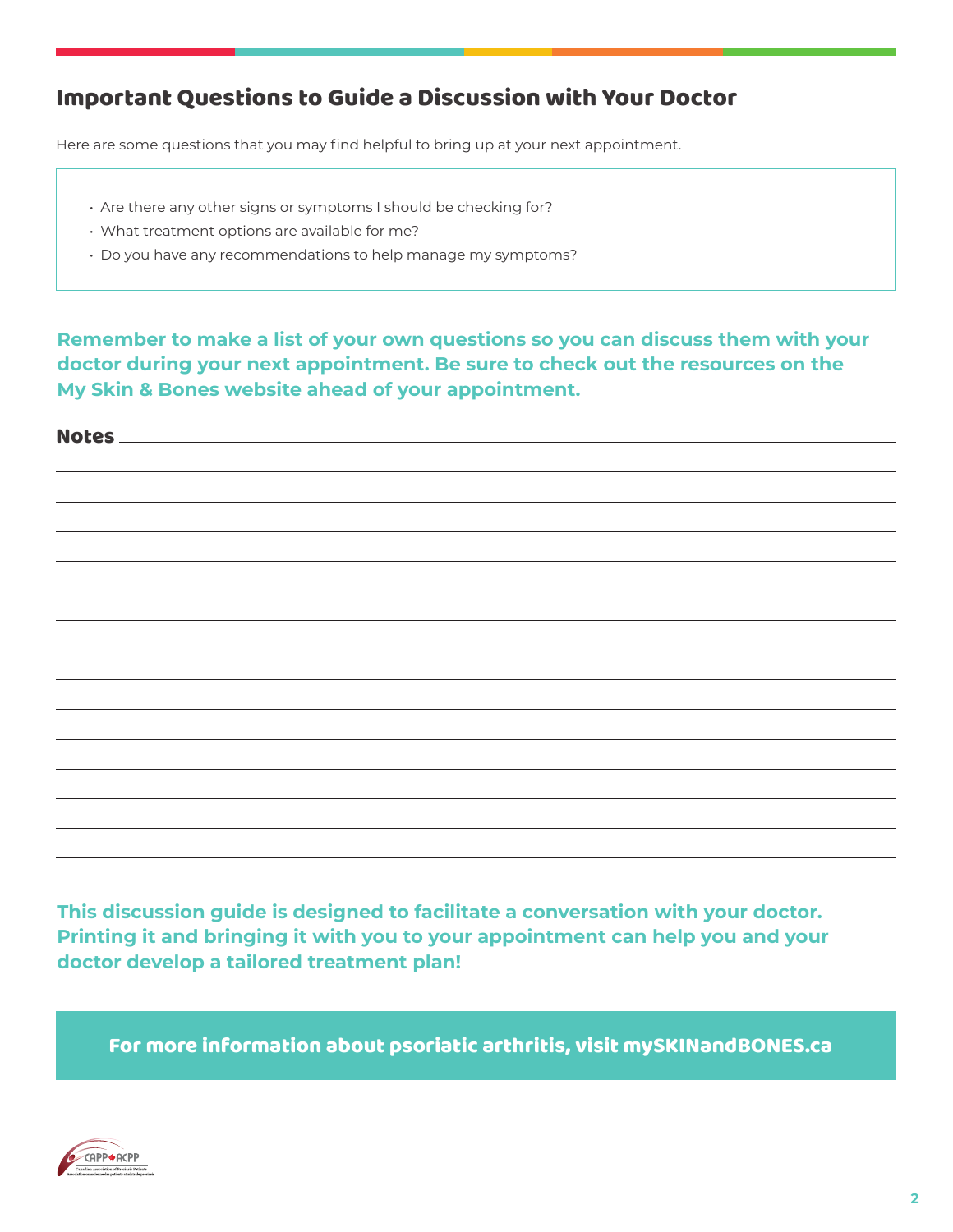## Important Questions to Guide a Discussion with Your Doctor

Here are some questions that you may find helpful to bring up at your next appointment.

- Are there any other signs or symptoms I should be checking for?
- What treatment options are available for me?
- Do you have any recommendations to help manage my symptoms?

**Remember to make a list of your own questions so you can discuss them with your doctor during your next appointment. Be sure to check out the resources on the My Skin & Bones website ahead of your appointment.**

**Notes**

**This discussion guide is designed to facilitate a conversation with your doctor. Printing it and bringing it with you to your appointment can help you and your doctor develop a tailored treatment plan!**

**For more information about psoriatic arthritis, visit mySKINandBONES.ca**

CAPP ACPP
Canadian Association of Psoriasis Patients
Association canadienne des patients atteints de psoriasis